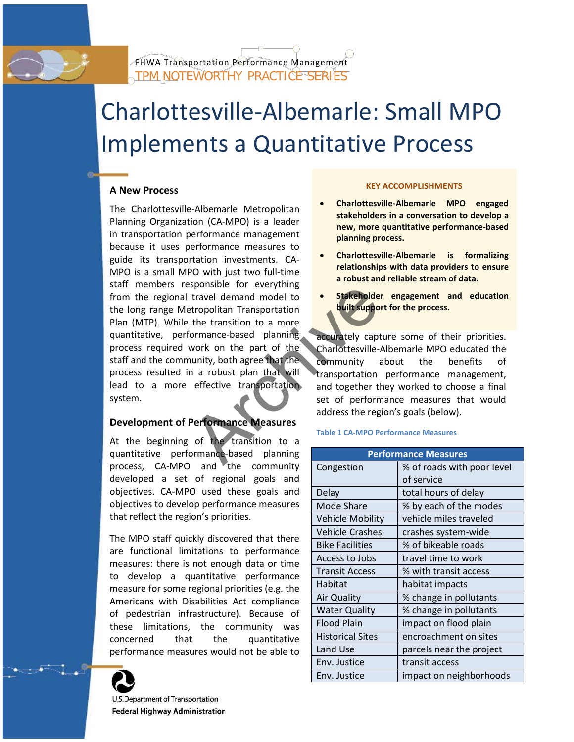FHWA Transportation Performance Management
TPM NOTEWORTHY PRACTICE SERIES

# Charlottesville-Albemarle: Small MPO Implements a Quantitative Process

**KEY ACCOMPLISHMENTS**

- **Charlottesville-Albemarle MPO engaged stakeholders in a conversation to develop a new, more quantitative performance-based planning process.**
- **Charlottesville-Albemarle is formalizing relationships with data providers to ensure a robust and reliable stream of data.**
- **Stakeholder engagement and education built support for the process.**

## A New Process

The Charlottesville-Albemarle Metropolitan Planning Organization (CA-MPO) is a leader in transportation performance management because it uses performance measures to guide its transportation investments. CA-MPO is a small MPO with just two full-time staff members responsible for everything from the regional travel demand model to the long range Metropolitan Transportation Plan (MTP). While the transition to a more quantitative, performance-based planning process required work on the part of the staff and the community, both agree that the process resulted in a robust plan that will lead to a more effective transportation system.

## Development of Performance Measures

At the beginning of the transition to a quantitative performance-based planning process, CA-MPO and the community developed a set of regional goals and objectives. CA-MPO used these goals and objectives to develop performance measures that reflect the region's priorities.

The MPO staff quickly discovered that there are functional limitations to performance measures: there is not enough data or time to develop a quantitative performance measure for some regional priorities (e.g. the Americans with Disabilities Act compliance of pedestrian infrastructure). Because of these limitations, the community was concerned that the quantitative performance measures would not be able to accurately capture some of their priorities. Charlottesville-Albemarle MPO educated the community about the benefits of transportation performance management, and together they worked to choose a final set of performance measures that would address the region's goals (below).

**Table 1 CA-MPO Performance Measures**

| Performance Measures | |
|---|---|
| Congestion | % of roads with poor level of service |
| Delay | total hours of delay |
| Mode Share | % by each of the modes |
| Vehicle Mobility | vehicle miles traveled |
| Vehicle Crashes | crashes system-wide |
| Bike Facilities | % of bikeable roads |
| Access to Jobs | travel time to work |
| Transit Access | % with transit access |
| Habitat | habitat impacts |
| Air Quality | % change in pollutants |
| Water Quality | % change in pollutants |
| Flood Plain | impact on flood plain |
| Historical Sites | encroachment on sites |
| Land Use | parcels near the project |
| Env. Justice | transit access |
| Env. Justice | impact on neighborhoods |

U.S. Department of Transportation
Federal Highway Administration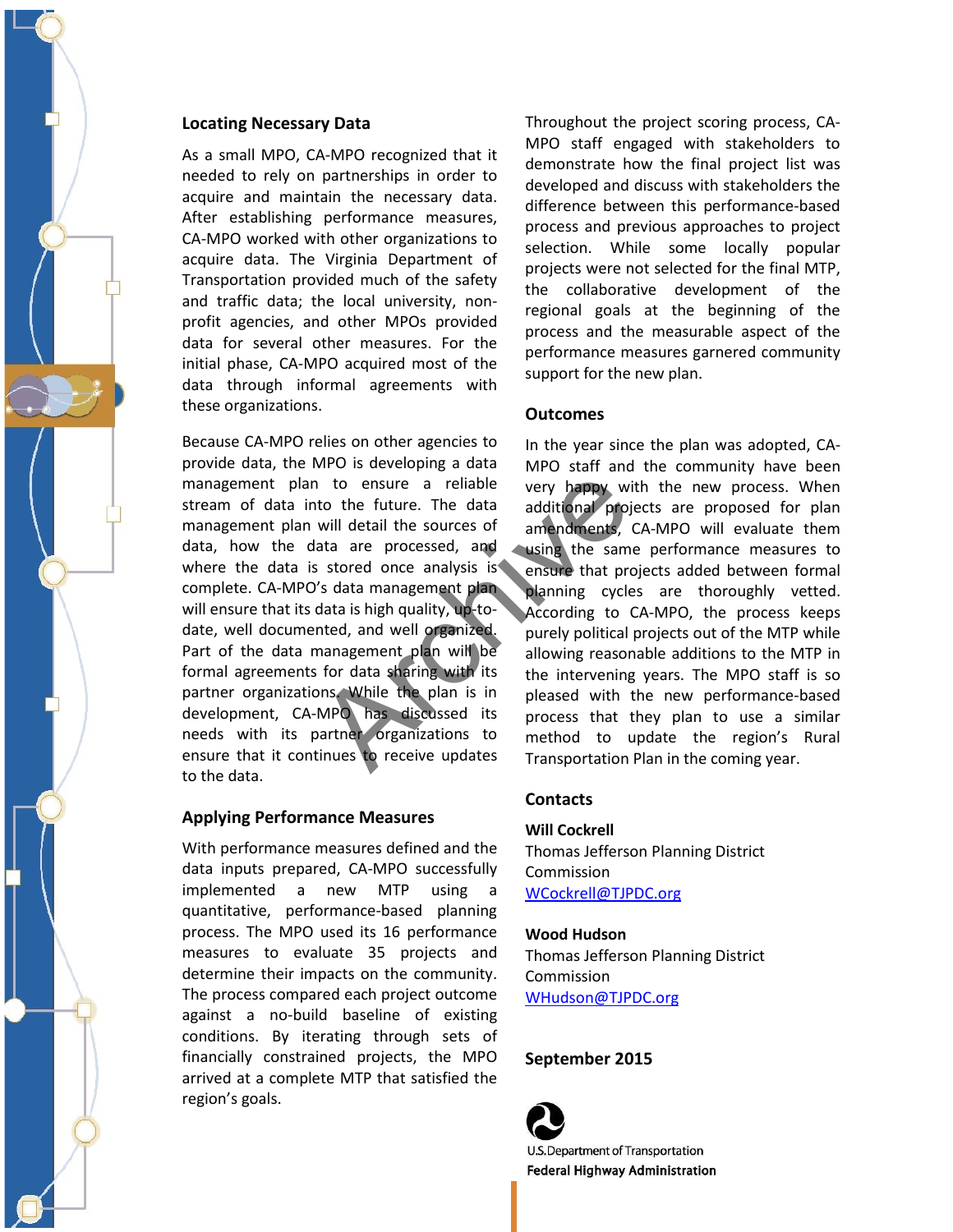## Locating Necessary Data

As a small MPO, CA-MPO recognized that it needed to rely on partnerships in order to acquire and maintain the necessary data. After establishing performance measures, CA-MPO worked with other organizations to acquire data. The Virginia Department of Transportation provided much of the safety and traffic data; the local university, non-profit agencies, and other MPOs provided data for several other measures. For the initial phase, CA-MPO acquired most of the data through informal agreements with these organizations.

Because CA-MPO relies on other agencies to provide data, the MPO is developing a data management plan to ensure a reliable stream of data into the future. The data management plan will detail the sources of data, how the data are processed, and where the data is stored once analysis is complete. CA-MPO's data management plan will ensure that its data is high quality, up-to-date, well documented, and well organized. Part of the data management plan will be formal agreements for data sharing with its partner organizations. While the plan is in development, CA-MPO has discussed its needs with its partner organizations to ensure that it continues to receive updates to the data.

## Applying Performance Measures

With performance measures defined and the data inputs prepared, CA-MPO successfully implemented a new MTP using a quantitative, performance-based planning process. The MPO used its 16 performance measures to evaluate 35 projects and determine their impacts on the community. The process compared each project outcome against a no-build baseline of existing conditions. By iterating through sets of financially constrained projects, the MPO arrived at a complete MTP that satisfied the region's goals.

Throughout the project scoring process, CA-MPO staff engaged with stakeholders to demonstrate how the final project list was developed and discuss with stakeholders the difference between this performance-based process and previous approaches to project selection. While some locally popular projects were not selected for the final MTP, the collaborative development of the regional goals at the beginning of the process and the measurable aspect of the performance measures garnered community support for the new plan.

## Outcomes

In the year since the plan was adopted, CA-MPO staff and the community have been very happy with the new process. When additional projects are proposed for plan amendments, CA-MPO will evaluate them using the same performance measures to ensure that projects added between formal planning cycles are thoroughly vetted. According to CA-MPO, the process keeps purely political projects out of the MTP while allowing reasonable additions to the MTP in the intervening years. The MPO staff is so pleased with the new performance-based process that they plan to use a similar method to update the region's Rural Transportation Plan in the coming year.

## Contacts

**Will Cockrell**
Thomas Jefferson Planning District Commission
WCockrell@TJPDC.org

**Wood Hudson**
Thomas Jefferson Planning District Commission
WHudson@TJPDC.org

**September 2015**

U.S. Department of Transportation
**Federal Highway Administration**